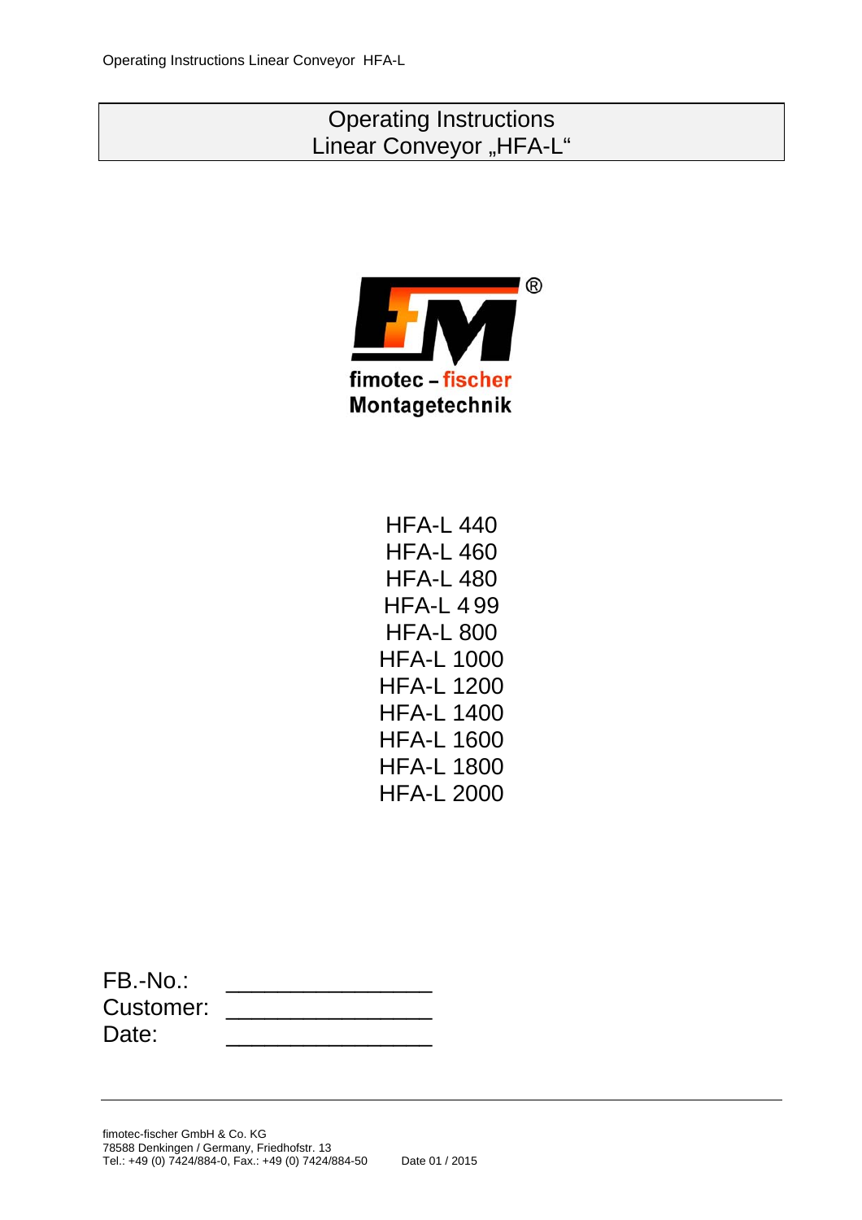# Operating Instructions
# Linear Conveyor „HFA-L"

fimotec – fischer
Montagetechnik

HFA-L 440
HFA-L 460
HFA-L 480
HFA-L 499
HFA-L 800
HFA-L 1000
HFA-L 1200
HFA-L 1400
HFA-L 1600
HFA-L 1800
HFA-L 2000

FB.-No.: _______________
Customer: _______________
Date: _______________

fimotec-fischer GmbH & Co. KG
78588 Denkingen / Germany, Friedhofstr. 13
Tel.: +49 (0) 7424/884-0, Fax.: +49 (0) 7424/884-50

Date 01 / 2015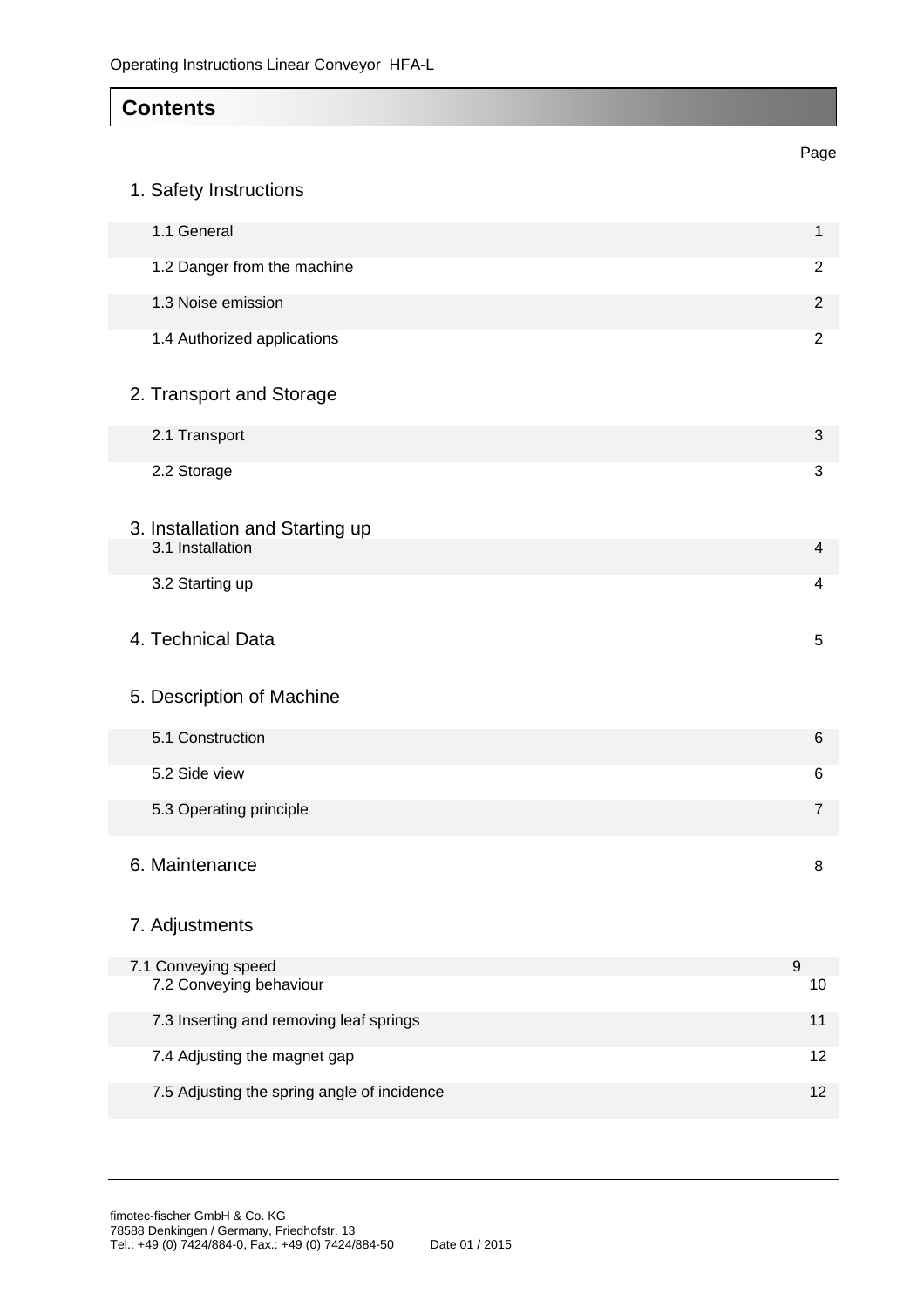## Contents

| | Page |
|---|---|
| **1. Safety Instructions** | |
| 1.1 General | 1 |
| 1.2 Danger from the machine | 2 |
| 1.3 Noise emission | 2 |
| 1.4 Authorized applications | 2 |
| **2. Transport and Storage** | |
| 2.1 Transport | 3 |
| 2.2 Storage | 3 |
| **3. Installation and Starting up** | |
| 3.1 Installation | 4 |
| 3.2 Starting up | 4 |
| **4. Technical Data** | 5 |
| **5. Description of Machine** | |
| 5.1 Construction | 6 |
| 5.2 Side view | 6 |
| 5.3 Operating principle | 7 |
| **6. Maintenance** | 8 |
| **7. Adjustments** | |
| 7.1 Conveying speed | 9 |
| 7.2 Conveying behaviour | 10 |
| 7.3 Inserting and removing leaf springs | 11 |
| 7.4 Adjusting the magnet gap | 12 |
| 7.5 Adjusting the spring angle of incidence | 12 |

fimotec-fischer GmbH & Co. KG
78588 Denkingen / Germany, Friedhofstr. 13
Tel.: +49 (0) 7424/884-0, Fax.: +49 (0) 7424/884-50 Date 01 / 2015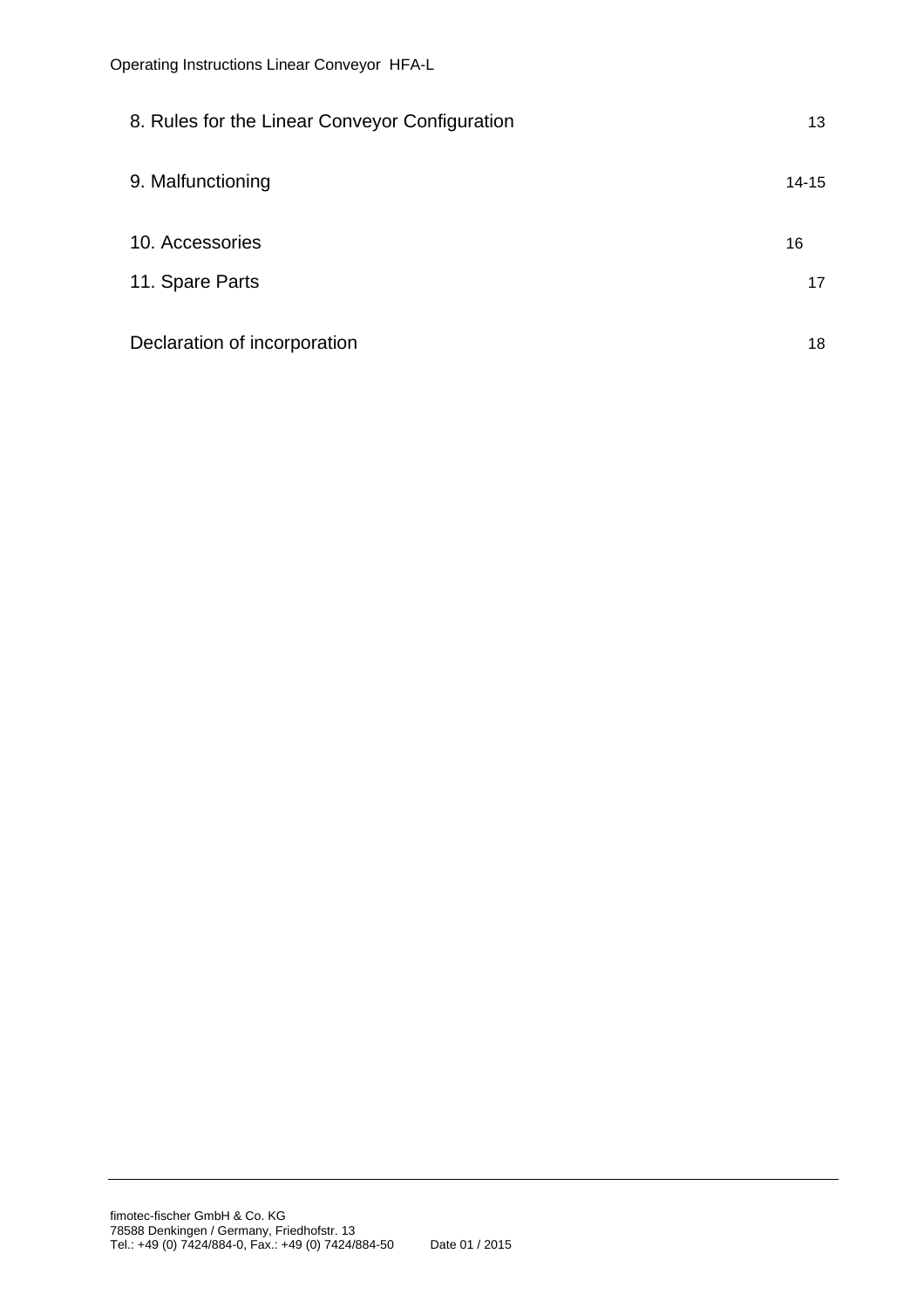| | |
|---|---|
| 8. Rules for the Linear Conveyor Configuration | 13 |
| 9. Malfunctioning | 14-15 |
| 10. Accessories | 16 |
| 11. Spare Parts | 17 |
| Declaration of incorporation | 18 |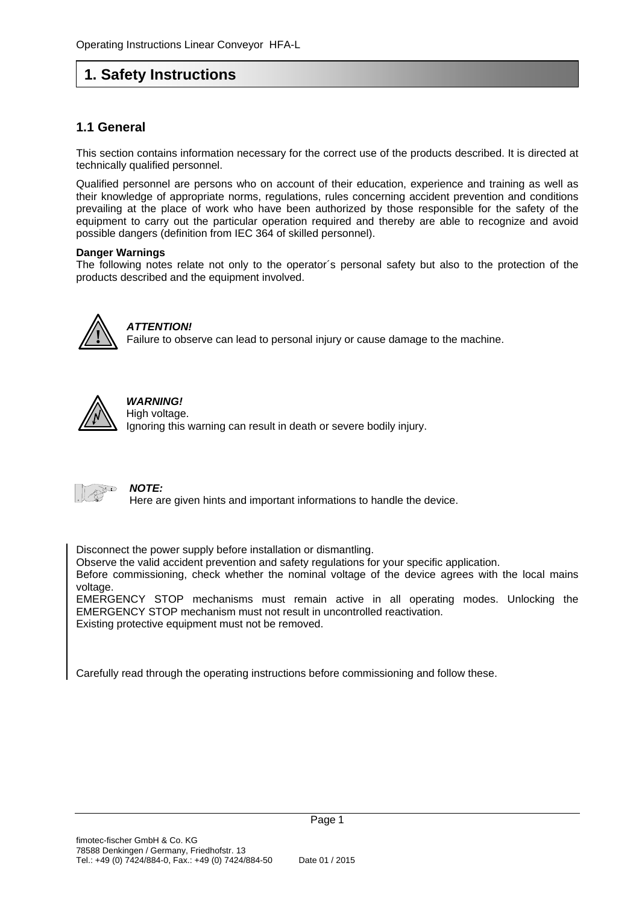# 1. Safety Instructions

## 1.1 General

This section contains information necessary for the correct use of the products described. It is directed at technically qualified personnel.

Qualified personnel are persons who on account of their education, experience and training as well as their knowledge of appropriate norms, regulations, rules concerning accident prevention and conditions prevailing at the place of work who have been authorized by those responsible for the safety of the equipment to carry out the particular operation required and thereby are able to recognize and avoid possible dangers (definition from IEC 364 of skilled personnel).

**Danger Warnings**
The following notes relate not only to the operator´s personal safety but also to the protection of the products described and the equipment involved.

***ATTENTION!***
Failure to observe can lead to personal injury or cause damage to the machine.

***WARNING!***
High voltage.
Ignoring this warning can result in death or severe bodily injury.

***NOTE:***
Here are given hints and important informations to handle the device.

Disconnect the power supply before installation or dismantling.
Observe the valid accident prevention and safety regulations for your specific application.
Before commissioning, check whether the nominal voltage of the device agrees with the local mains voltage.
EMERGENCY STOP mechanisms must remain active in all operating modes. Unlocking the EMERGENCY STOP mechanism must not result in uncontrolled reactivation.
Existing protective equipment must not be removed.

Carefully read through the operating instructions before commissioning and follow these.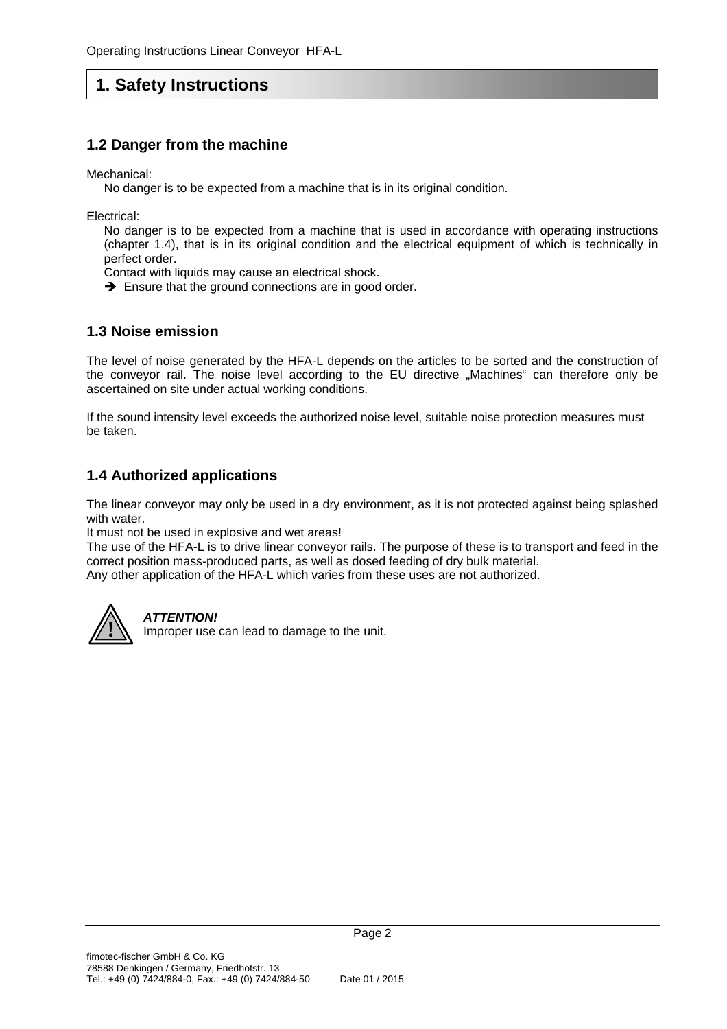# 1. Safety Instructions

## 1.2 Danger from the machine

Mechanical:

No danger is to be expected from a machine that is in its original condition.

Electrical:

No danger is to be expected from a machine that is used in accordance with operating instructions (chapter 1.4), that is in its original condition and the electrical equipment of which is technically in perfect order.

Contact with liquids may cause an electrical shock.

➔ Ensure that the ground connections are in good order.

## 1.3 Noise emission

The level of noise generated by the HFA-L depends on the articles to be sorted and the construction of the conveyor rail. The noise level according to the EU directive „Machines" can therefore only be ascertained on site under actual working conditions.

If the sound intensity level exceeds the authorized noise level, suitable noise protection measures must be taken.

## 1.4 Authorized applications

The linear conveyor may only be used in a dry environment, as it is not protected against being splashed with water.

It must not be used in explosive and wet areas!

The use of the HFA-L is to drive linear conveyor rails. The purpose of these is to transport and feed in the correct position mass-produced parts, as well as dosed feeding of dry bulk material.

Any other application of the HFA-L which varies from these uses are not authorized.

***ATTENTION!***

Improper use can lead to damage to the unit.

fimotec-fischer GmbH & Co. KG
78588 Denkingen / Germany, Friedhofstr. 13
Tel.: +49 (0) 7424/884-0, Fax.: +49 (0) 7424/884-50 Date 01 / 2015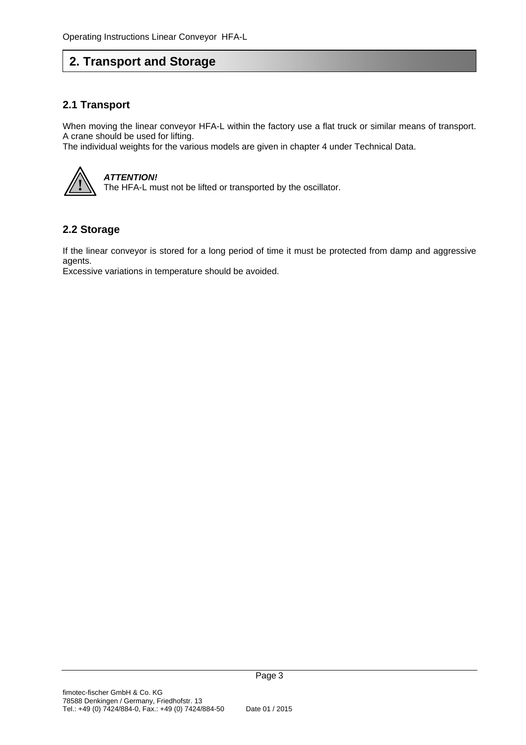## 2. Transport and Storage

### 2.1 Transport

When moving the linear conveyor HFA-L within the factory use a flat truck or similar means of transport. A crane should be used for lifting.
The individual weights for the various models are given in chapter 4 under Technical Data.

***ATTENTION!***
The HFA-L must not be lifted or transported by the oscillator.

### 2.2 Storage

If the linear conveyor is stored for a long period of time it must be protected from damp and aggressive agents.
Excessive variations in temperature should be avoided.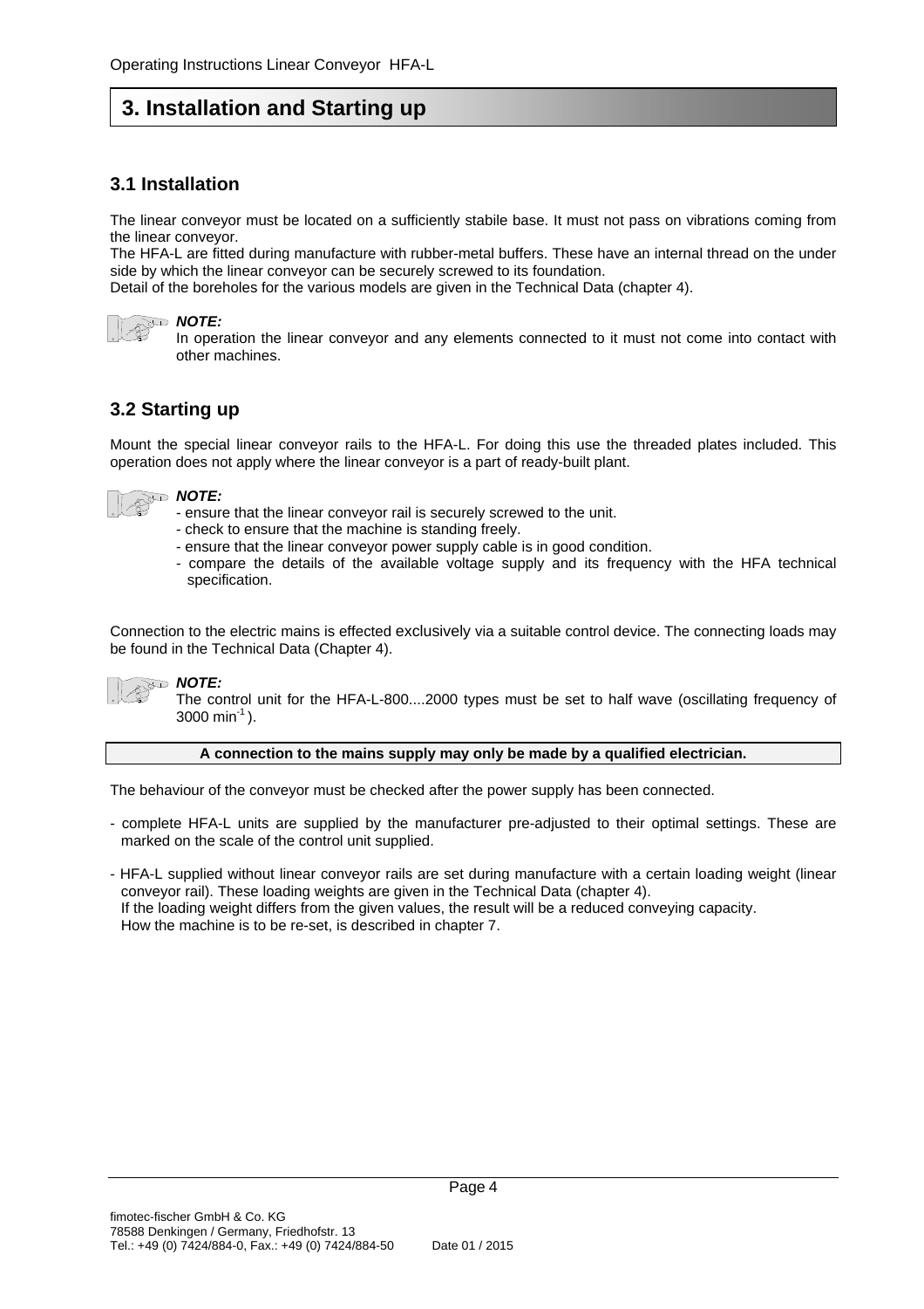# 3. Installation and Starting up

## 3.1 Installation

The linear conveyor must be located on a sufficiently stabile base. It must not pass on vibrations coming from the linear conveyor.
The HFA-L are fitted during manufacture with rubber-metal buffers. These have an internal thread on the under side by which the linear conveyor can be securely screwed to its foundation.
Detail of the boreholes for the various models are given in the Technical Data (chapter 4).

***NOTE:***
In operation the linear conveyor and any elements connected to it must not come into contact with other machines.

## 3.2 Starting up

Mount the special linear conveyor rails to the HFA-L. For doing this use the threaded plates included. This operation does not apply where the linear conveyor is a part of ready-built plant.

***NOTE:***
- ensure that the linear conveyor rail is securely screwed to the unit.
- check to ensure that the machine is standing freely.
- ensure that the linear conveyor power supply cable is in good condition.
- compare the details of the available voltage supply and its frequency with the HFA technical specification.

Connection to the electric mains is effected exclusively via a suitable control device. The connecting loads may be found in the Technical Data (Chapter 4).

***NOTE:***
The control unit for the HFA-L-800....2000 types must be set to half wave (oscillating frequency of 3000 $min^{-1}$).

**A connection to the mains supply may only be made by a qualified electrician.**

The behaviour of the conveyor must be checked after the power supply has been connected.

- complete HFA-L units are supplied by the manufacturer pre-adjusted to their optimal settings. These are marked on the scale of the control unit supplied.

- HFA-L supplied without linear conveyor rails are set during manufacture with a certain loading weight (linear conveyor rail). These loading weights are given in the Technical Data (chapter 4).
  If the loading weight differs from the given values, the result will be a reduced conveying capacity.
  How the machine is to be re-set, is described in chapter 7.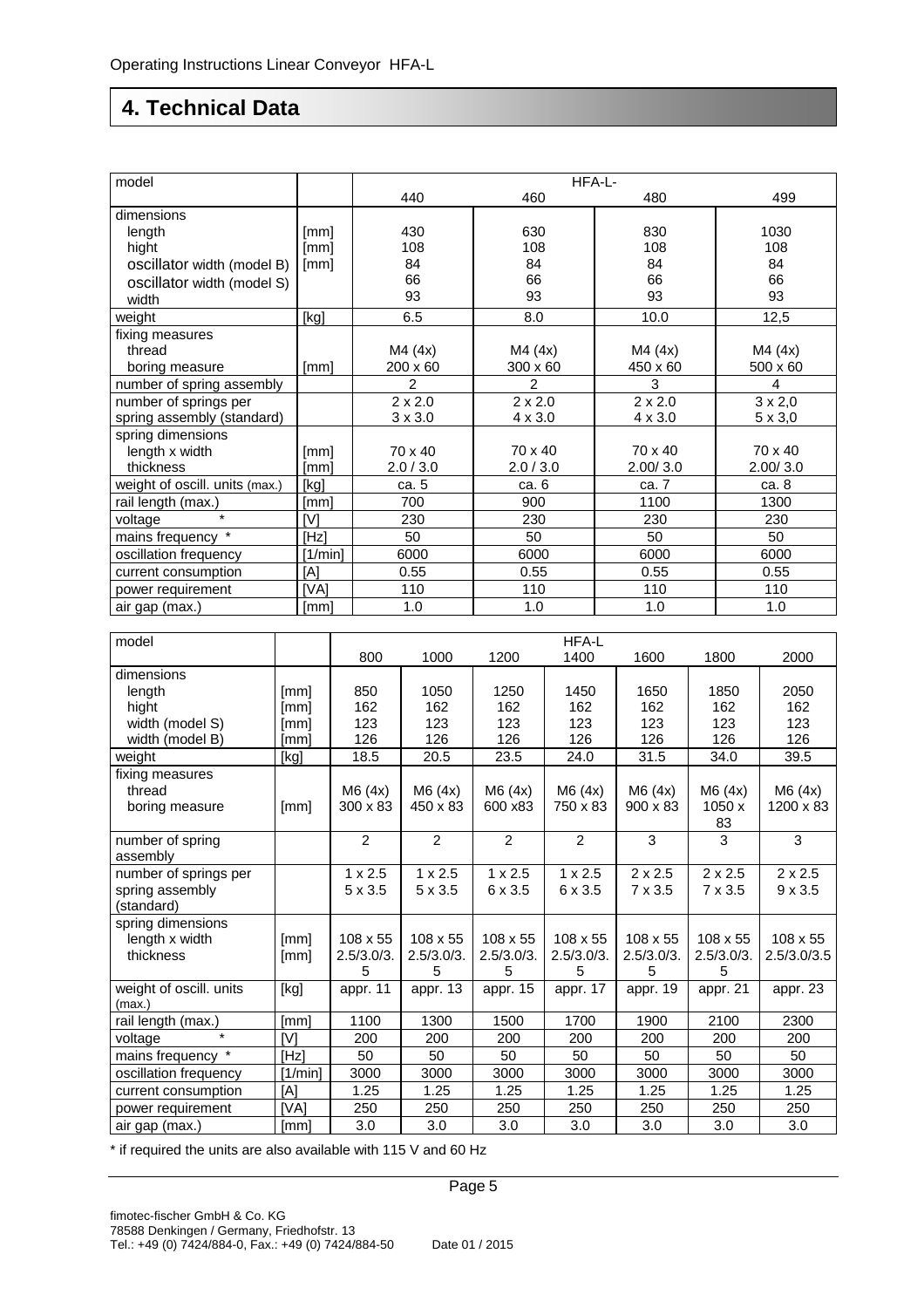# 4. Technical Data

| model | | HFA-L- | | | |
|---|---|---|---|---|---|
| | | 440 | 460 | 480 | 499 |
| dimensions | | | | | |
| length | [mm] | 430 | 630 | 830 | 1030 |
| hight | [mm] | 108 | 108 | 108 | 108 |
| oscillator width (model B) | [mm] | 84 | 84 | 84 | 84 |
| oscillator width (model S) | | 66 | 66 | 66 | 66 |
| width | | 93 | 93 | 93 | 93 |
| weight | [kg] | 6.5 | 8.0 | 10.0 | 12,5 |
| fixing measures | | | | | |
| thread | | M4 (4x) | M4 (4x) | M4 (4x) | M4 (4x) |
| boring measure | [mm] | 200 x 60 | 300 x 60 | 450 x 60 | 500 x 60 |
| number of spring assembly | | 2 | 2 | 3 | 4 |
| number of springs per spring assembly (standard) | | 2 x 2.0<br>3 x 3.0 | 2 x 2.0<br>4 x 3.0 | 2 x 2.0<br>4 x 3.0 | 3 x 2,0<br>5 x 3,0 |
| spring dimensions | | | | | |
| length x width | [mm] | 70 x 40 | 70 x 40 | 70 x 40 | 70 x 40 |
| thickness | [mm] | 2.0 / 3.0 | 2.0 / 3.0 | 2.00/ 3.0 | 2.00/ 3.0 |
| weight of oscill. units (max.) | [kg] | ca. 5 | ca. 6 | ca. 7 | ca. 8 |
| rail length (max.) | [mm] | 700 | 900 | 1100 | 1300 |
| voltage * | [V] | 230 | 230 | 230 | 230 |
| mains frequency * | [Hz] | 50 | 50 | 50 | 50 |
| oscillation frequency | [1/min] | 6000 | 6000 | 6000 | 6000 |
| current consumption | [A] | 0.55 | 0.55 | 0.55 | 0.55 |
| power requirement | [VA] | 110 | 110 | 110 | 110 |
| air gap (max.) | [mm] | 1.0 | 1.0 | 1.0 | 1.0 |

| model | | HFA-L | | | | | | |
|---|---|---|---|---|---|---|---|---|
| | | 800 | 1000 | 1200 | 1400 | 1600 | 1800 | 2000 |
| dimensions | | | | | | | | |
| length | [mm] | 850 | 1050 | 1250 | 1450 | 1650 | 1850 | 2050 |
| hight | [mm] | 162 | 162 | 162 | 162 | 162 | 162 | 162 |
| width (model S) | [mm] | 123 | 123 | 123 | 123 | 123 | 123 | 123 |
| width (model B) | [mm] | 126 | 126 | 126 | 126 | 126 | 126 | 126 |
| weight | [kg] | 18.5 | 20.5 | 23.5 | 24.0 | 31.5 | 34.0 | 39.5 |
| fixing measures | | | | | | | | |
| thread | | M6 (4x) | M6 (4x) | M6 (4x) | M6 (4x) | M6 (4x) | M6 (4x) | M6 (4x) |
| boring measure | [mm] | 300 x 83 | 450 x 83 | 600 x83 | 750 x 83 | 900 x 83 | 1050 x 83 | 1200 x 83 |
| number of spring assembly | | 2 | 2 | 2 | 2 | 3 | 3 | 3 |
| number of springs per spring assembly (standard) | | 1 x 2.5<br>5 x 3.5 | 1 x 2.5<br>5 x 3.5 | 1 x 2.5<br>6 x 3.5 | 1 x 2.5<br>6 x 3.5 | 2 x 2.5<br>7 x 3.5 | 2 x 2.5<br>7 x 3.5 | 2 x 2.5<br>9 x 3.5 |
| spring dimensions | | | | | | | | |
| length x width | [mm] | 108 x 55 | 108 x 55 | 108 x 55 | 108 x 55 | 108 x 55 | 108 x 55 | 108 x 55 |
| thickness | [mm] | 2.5/3.0/3.5 | 2.5/3.0/3.5 | 2.5/3.0/3.5 | 2.5/3.0/3.5 | 2.5/3.0/3.5 | 2.5/3.0/3.5 | 2.5/3.0/3.5 |
| weight of oscill. units (max.) | [kg] | appr. 11 | appr. 13 | appr. 15 | appr. 17 | appr. 19 | appr. 21 | appr. 23 |
| rail length (max.) | [mm] | 1100 | 1300 | 1500 | 1700 | 1900 | 2100 | 2300 |
| voltage * | [V] | 200 | 200 | 200 | 200 | 200 | 200 | 200 |
| mains frequency * | [Hz] | 50 | 50 | 50 | 50 | 50 | 50 | 50 |
| oscillation frequency | [1/min] | 3000 | 3000 | 3000 | 3000 | 3000 | 3000 | 3000 |
| current consumption | [A] | 1.25 | 1.25 | 1.25 | 1.25 | 1.25 | 1.25 | 1.25 |
| power requirement | [VA] | 250 | 250 | 250 | 250 | 250 | 250 | 250 |
| air gap (max.) | [mm] | 3.0 | 3.0 | 3.0 | 3.0 | 3.0 | 3.0 | 3.0 |

* if required the units are also available with 115 V and 60 Hz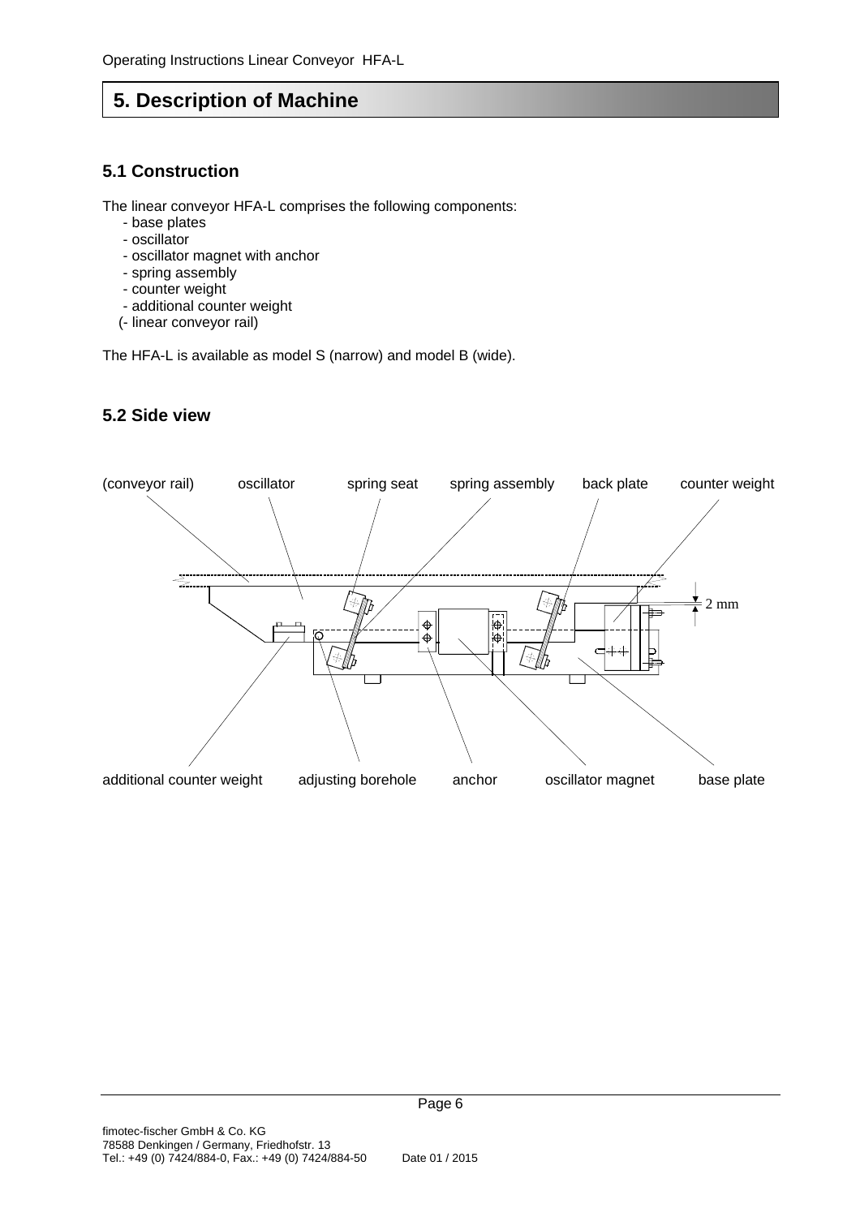# 5. Description of Machine

## 5.1 Construction

The linear conveyor HFA-L comprises the following components:

- base plates
- oscillator
- oscillator magnet with anchor
- spring assembly
- counter weight
- additional counter weight

(- linear conveyor rail)

The HFA-L is available as model S (narrow) and model B (wide).

## 5.2 Side view

(conveyor rail) oscillator spring seat spring assembly back plate counter weight

2 mm

additional counter weight adjusting borehole anchor oscillator magnet base plate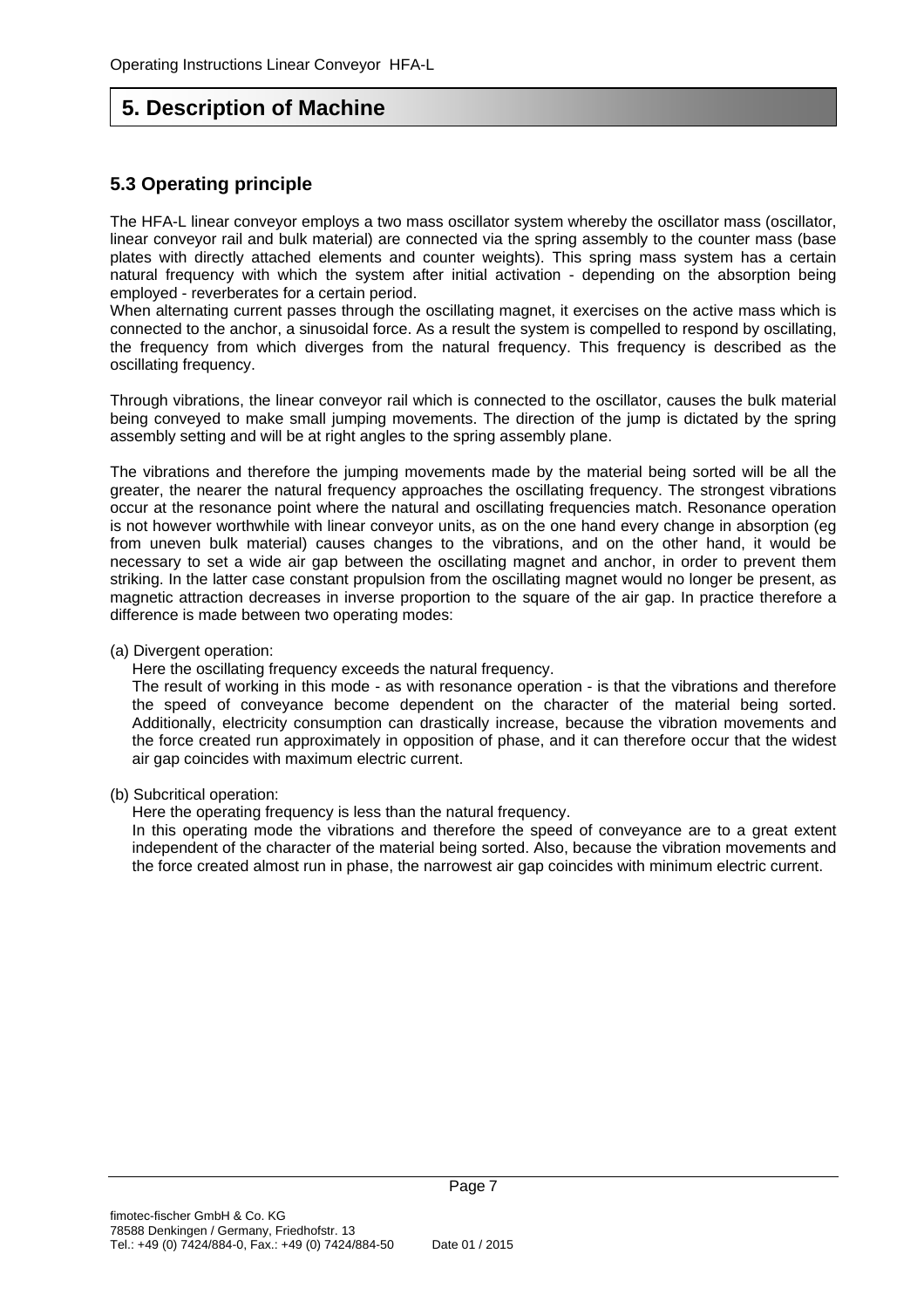# 5. Description of Machine

## 5.3 Operating principle

The HFA-L linear conveyor employs a two mass oscillator system whereby the oscillator mass (oscillator, linear conveyor rail and bulk material) are connected via the spring assembly to the counter mass (base plates with directly attached elements and counter weights). This spring mass system has a certain natural frequency with which the system after initial activation - depending on the absorption being employed - reverberates for a certain period.
When alternating current passes through the oscillating magnet, it exercises on the active mass which is connected to the anchor, a sinusoidal force. As a result the system is compelled to respond by oscillating, the frequency from which diverges from the natural frequency. This frequency is described as the oscillating frequency.

Through vibrations, the linear conveyor rail which is connected to the oscillator, causes the bulk material being conveyed to make small jumping movements. The direction of the jump is dictated by the spring assembly setting and will be at right angles to the spring assembly plane.

The vibrations and therefore the jumping movements made by the material being sorted will be all the greater, the nearer the natural frequency approaches the oscillating frequency. The strongest vibrations occur at the resonance point where the natural and oscillating frequencies match. Resonance operation is not however worthwhile with linear conveyor units, as on the one hand every change in absorption (eg from uneven bulk material) causes changes to the vibrations, and on the other hand, it would be necessary to set a wide air gap between the oscillating magnet and anchor, in order to prevent them striking. In the latter case constant propulsion from the oscillating magnet would no longer be present, as magnetic attraction decreases in inverse proportion to the square of the air gap. In practice therefore a difference is made between two operating modes:

(a) Divergent operation:
Here the oscillating frequency exceeds the natural frequency.
The result of working in this mode - as with resonance operation - is that the vibrations and therefore the speed of conveyance become dependent on the character of the material being sorted. Additionally, electricity consumption can drastically increase, because the vibration movements and the force created run approximately in opposition of phase, and it can therefore occur that the widest air gap coincides with maximum electric current.

(b) Subcritical operation:
Here the operating frequency is less than the natural frequency.
In this operating mode the vibrations and therefore the speed of conveyance are to a great extent independent of the character of the material being sorted. Also, because the vibration movements and the force created almost run in phase, the narrowest air gap coincides with minimum electric current.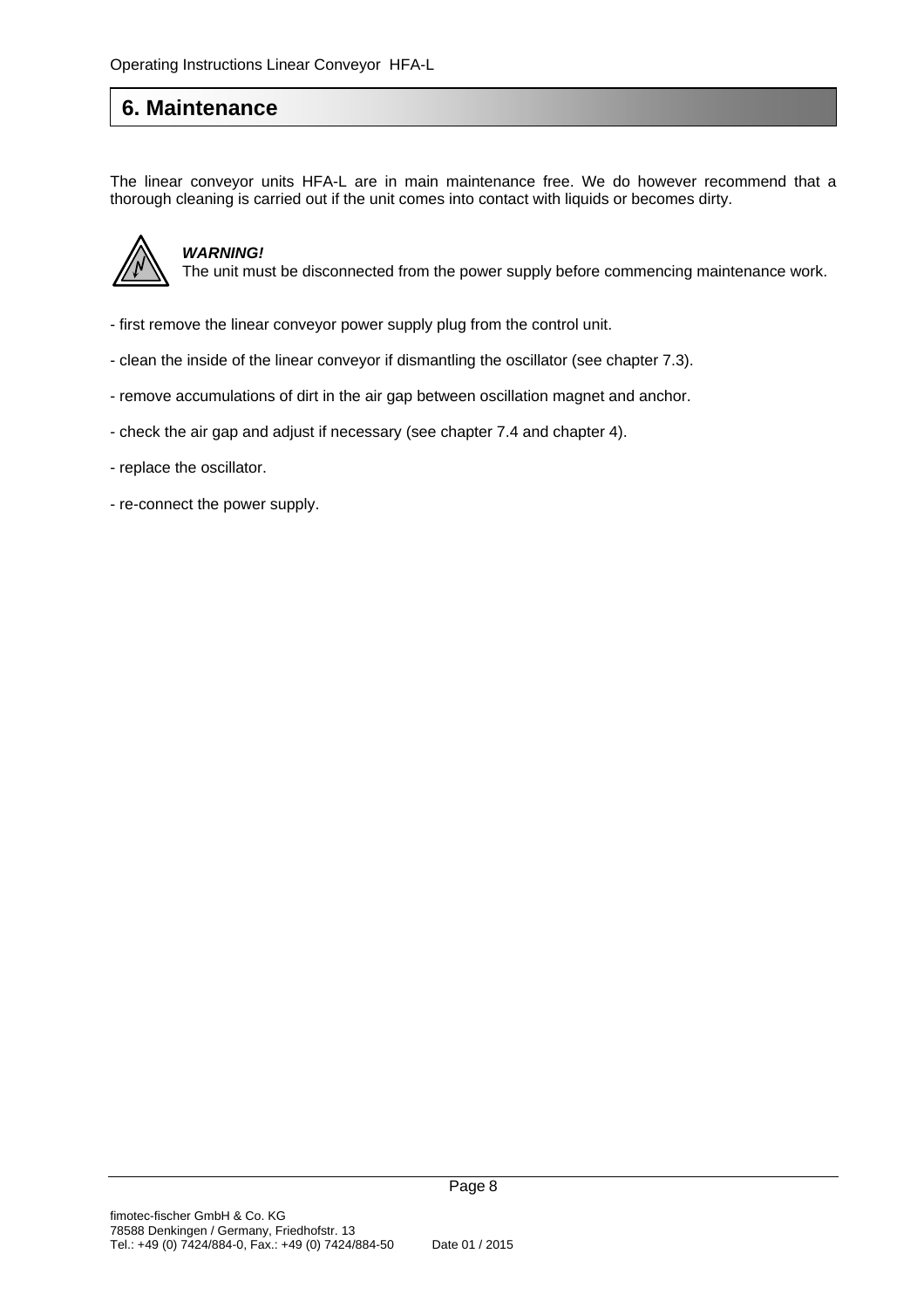## 6. Maintenance

The linear conveyor units HFA-L are in main maintenance free. We do however recommend that a thorough cleaning is carried out if the unit comes into contact with liquids or becomes dirty.

***WARNING!***
The unit must be disconnected from the power supply before commencing maintenance work.

- first remove the linear conveyor power supply plug from the control unit.
- clean the inside of the linear conveyor if dismantling the oscillator (see chapter 7.3).
- remove accumulations of dirt in the air gap between oscillation magnet and anchor.
- check the air gap and adjust if necessary (see chapter 7.4 and chapter 4).
- replace the oscillator.
- re-connect the power supply.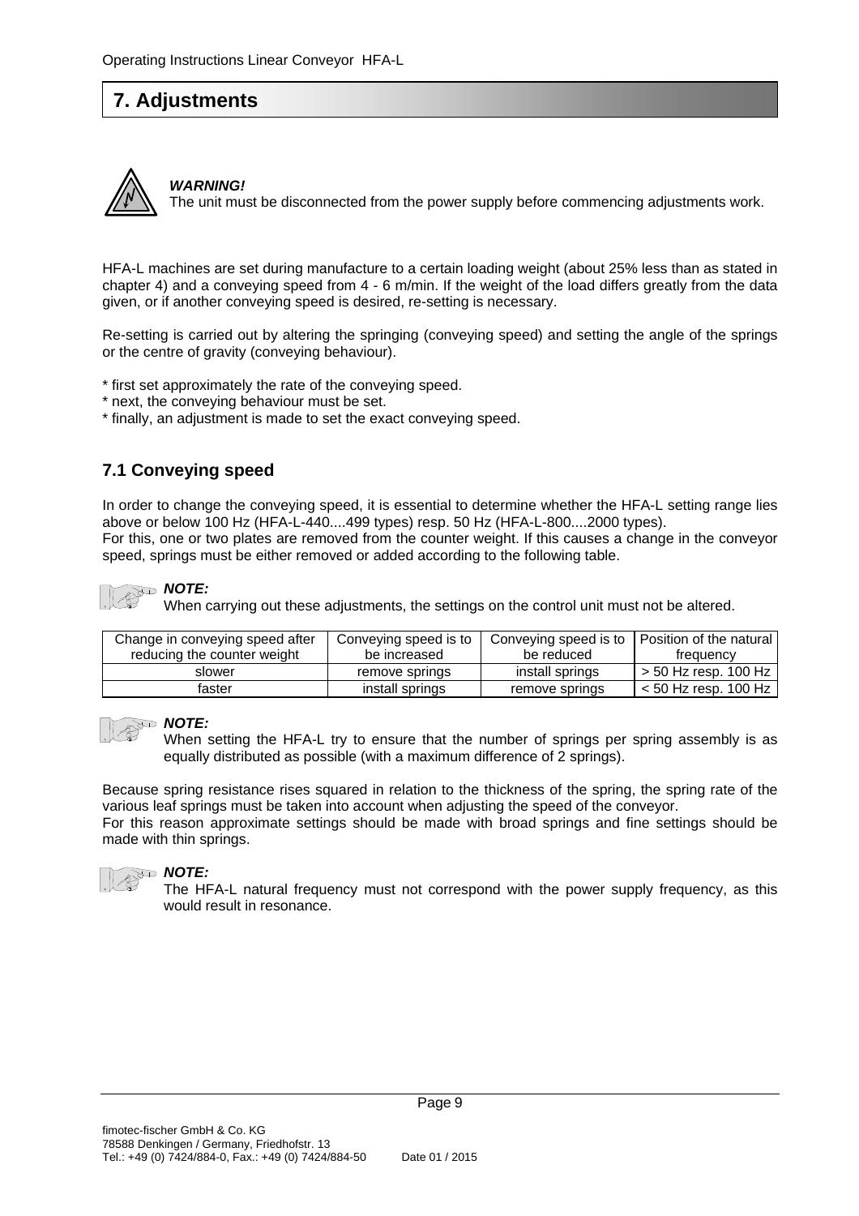# 7. Adjustments

***WARNING!***
The unit must be disconnected from the power supply before commencing adjustments work.

HFA-L machines are set during manufacture to a certain loading weight (about 25% less than as stated in chapter 4) and a conveying speed from 4 - 6 m/min. If the weight of the load differs greatly from the data given, or if another conveying speed is desired, re-setting is necessary.

Re-setting is carried out by altering the springing (conveying speed) and setting the angle of the springs or the centre of gravity (conveying behaviour).

* first set approximately the rate of the conveying speed.
* next, the conveying behaviour must be set.
* finally, an adjustment is made to set the exact conveying speed.

## 7.1 Conveying speed

In order to change the conveying speed, it is essential to determine whether the HFA-L setting range lies above or below 100 Hz (HFA-L-440....499 types) resp. 50 Hz (HFA-L-800....2000 types).
For this, one or two plates are removed from the counter weight. If this causes a change in the conveyor speed, springs must be either removed or added according to the following table.

***NOTE:***
When carrying out these adjustments, the settings on the control unit must not be altered.

| Change in conveying speed after reducing the counter weight | Conveying speed is to be increased | Conveying speed is to be reduced | Position of the natural frequency |
|---|---|---|---|
| slower | remove springs | install springs | > 50 Hz resp. 100 Hz |
| faster | install springs | remove springs | < 50 Hz resp. 100 Hz |

***NOTE:***
When setting the HFA-L try to ensure that the number of springs per spring assembly is as equally distributed as possible (with a maximum difference of 2 springs).

Because spring resistance rises squared in relation to the thickness of the spring, the spring rate of the various leaf springs must be taken into account when adjusting the speed of the conveyor.
For this reason approximate settings should be made with broad springs and fine settings should be made with thin springs.

***NOTE:***
The HFA-L natural frequency must not correspond with the power supply frequency, as this would result in resonance.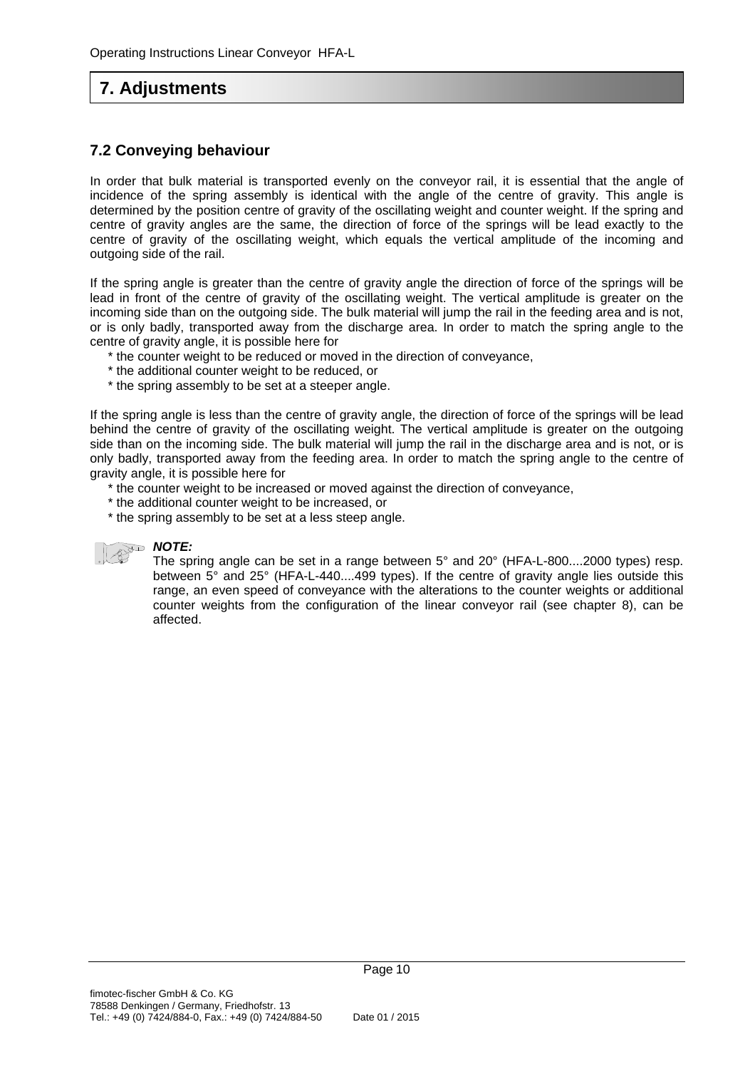# 7. Adjustments

## 7.2 Conveying behaviour

In order that bulk material is transported evenly on the conveyor rail, it is essential that the angle of incidence of the spring assembly is identical with the angle of the centre of gravity. This angle is determined by the position centre of gravity of the oscillating weight and counter weight. If the spring and centre of gravity angles are the same, the direction of force of the springs will be lead exactly to the centre of gravity of the oscillating weight, which equals the vertical amplitude of the incoming and outgoing side of the rail.

If the spring angle is greater than the centre of gravity angle the direction of force of the springs will be lead in front of the centre of gravity of the oscillating weight. The vertical amplitude is greater on the incoming side than on the outgoing side. The bulk material will jump the rail in the feeding area and is not, or is only badly, transported away from the discharge area. In order to match the spring angle to the centre of gravity angle, it is possible here for

* the counter weight to be reduced or moved in the direction of conveyance,
* the additional counter weight to be reduced, or
* the spring assembly to be set at a steeper angle.

If the spring angle is less than the centre of gravity angle, the direction of force of the springs will be lead behind the centre of gravity of the oscillating weight. The vertical amplitude is greater on the outgoing side than on the incoming side. The bulk material will jump the rail in the discharge area and is not, or is only badly, transported away from the feeding area. In order to match the spring angle to the centre of gravity angle, it is possible here for

* the counter weight to be increased or moved against the direction of conveyance,
* the additional counter weight to be increased, or
* the spring assembly to be set at a less steep angle.

***NOTE:***

The spring angle can be set in a range between 5° and 20° (HFA-L-800....2000 types) resp. between 5° and 25° (HFA-L-440....499 types). If the centre of gravity angle lies outside this range, an even speed of conveyance with the alterations to the counter weights or additional counter weights from the configuration of the linear conveyor rail (see chapter 8), can be affected.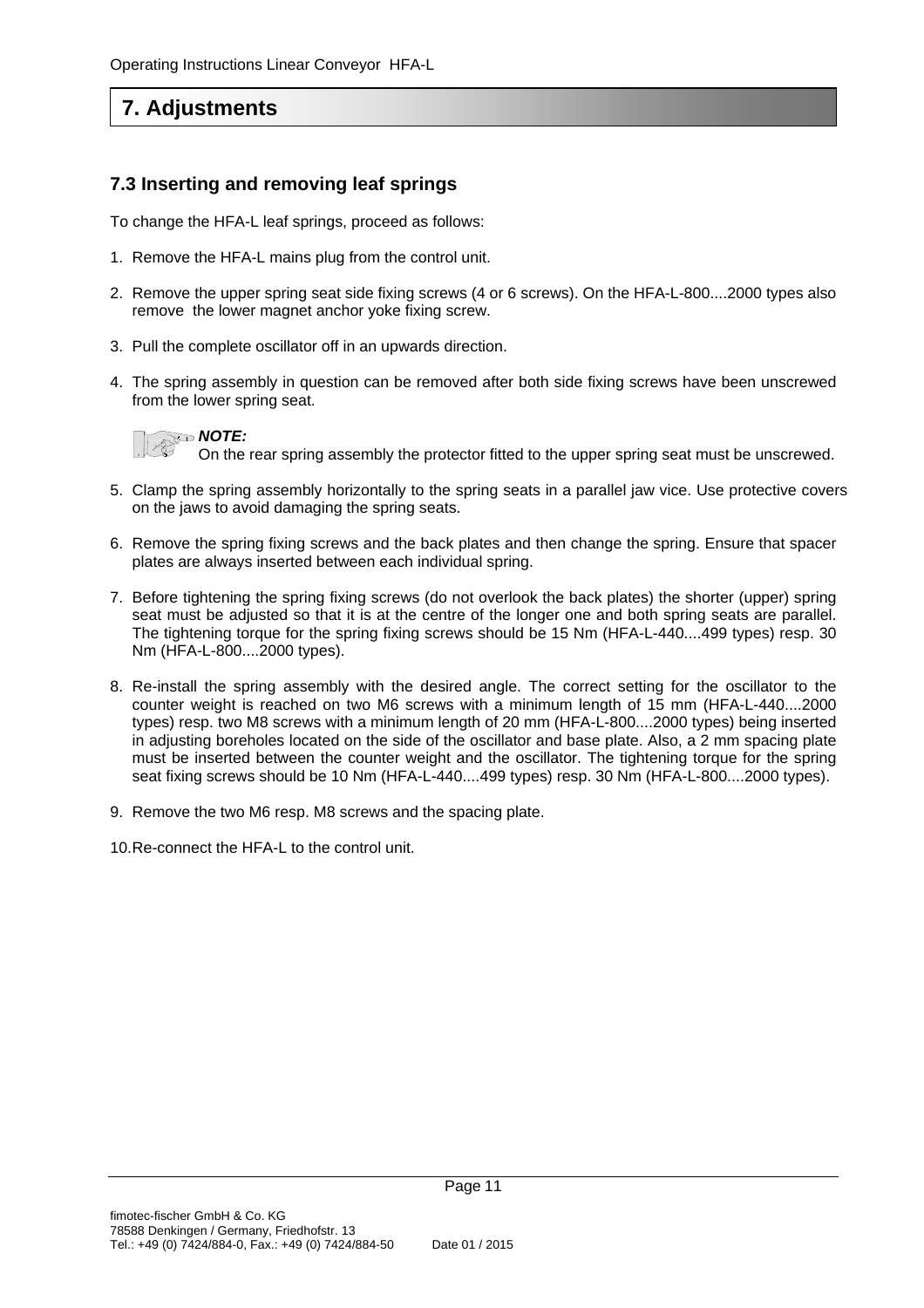# 7. Adjustments

## 7.3 Inserting and removing leaf springs

To change the HFA-L leaf springs, proceed as follows:

1. Remove the HFA-L mains plug from the control unit.

2. Remove the upper spring seat side fixing screws (4 or 6 screws). On the HFA-L-800....2000 types also remove the lower magnet anchor yoke fixing screw.

3. Pull the complete oscillator off in an upwards direction.

4. The spring assembly in question can be removed after both side fixing screws have been unscrewed from the lower spring seat.

   ***NOTE:***
   On the rear spring assembly the protector fitted to the upper spring seat must be unscrewed.

5. Clamp the spring assembly horizontally to the spring seats in a parallel jaw vice. Use protective covers on the jaws to avoid damaging the spring seats.

6. Remove the spring fixing screws and the back plates and then change the spring. Ensure that spacer plates are always inserted between each individual spring.

7. Before tightening the spring fixing screws (do not overlook the back plates) the shorter (upper) spring seat must be adjusted so that it is at the centre of the longer one and both spring seats are parallel. The tightening torque for the spring fixing screws should be 15 Nm (HFA-L-440....499 types) resp. 30 Nm (HFA-L-800....2000 types).

8. Re-install the spring assembly with the desired angle. The correct setting for the oscillator to the counter weight is reached on two M6 screws with a minimum length of 15 mm (HFA-L-440....2000 types) resp. two M8 screws with a minimum length of 20 mm (HFA-L-800....2000 types) being inserted in adjusting boreholes located on the side of the oscillator and base plate. Also, a 2 mm spacing plate must be inserted between the counter weight and the oscillator. The tightening torque for the spring seat fixing screws should be 10 Nm (HFA-L-440....499 types) resp. 30 Nm (HFA-L-800....2000 types).

9. Remove the two M6 resp. M8 screws and the spacing plate.

10. Re-connect the HFA-L to the control unit.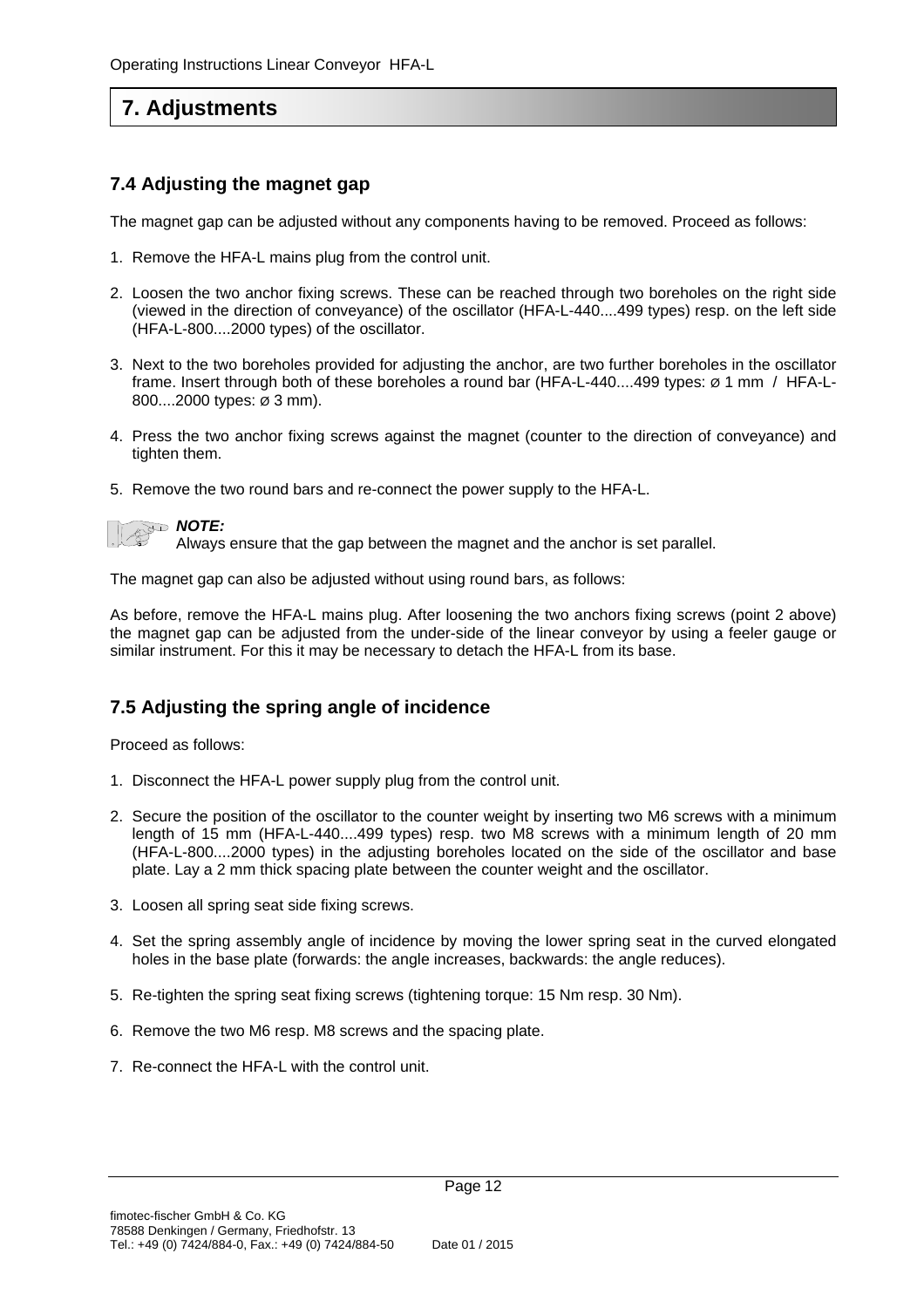# 7. Adjustments

## 7.4 Adjusting the magnet gap

The magnet gap can be adjusted without any components having to be removed. Proceed as follows:

1. Remove the HFA-L mains plug from the control unit.
2. Loosen the two anchor fixing screws. These can be reached through two boreholes on the right side (viewed in the direction of conveyance) of the oscillator (HFA-L-440....499 types) resp. on the left side (HFA-L-800....2000 types) of the oscillator.
3. Next to the two boreholes provided for adjusting the anchor, are two further boreholes in the oscillator frame. Insert through both of these boreholes a round bar (HFA-L-440....499 types: ø 1 mm / HFA-L-800....2000 types: ø 3 mm).
4. Press the two anchor fixing screws against the magnet (counter to the direction of conveyance) and tighten them.
5. Remove the two round bars and re-connect the power supply to the HFA-L.

***NOTE:***
Always ensure that the gap between the magnet and the anchor is set parallel.

The magnet gap can also be adjusted without using round bars, as follows:

As before, remove the HFA-L mains plug. After loosening the two anchors fixing screws (point 2 above) the magnet gap can be adjusted from the under-side of the linear conveyor by using a feeler gauge or similar instrument. For this it may be necessary to detach the HFA-L from its base.

## 7.5 Adjusting the spring angle of incidence

Proceed as follows:

1. Disconnect the HFA-L power supply plug from the control unit.
2. Secure the position of the oscillator to the counter weight by inserting two M6 screws with a minimum length of 15 mm (HFA-L-440....499 types) resp. two M8 screws with a minimum length of 20 mm (HFA-L-800....2000 types) in the adjusting boreholes located on the side of the oscillator and base plate. Lay a 2 mm thick spacing plate between the counter weight and the oscillator.
3. Loosen all spring seat side fixing screws.
4. Set the spring assembly angle of incidence by moving the lower spring seat in the curved elongated holes in the base plate (forwards: the angle increases, backwards: the angle reduces).
5. Re-tighten the spring seat fixing screws (tightening torque: 15 Nm resp. 30 Nm).
6. Remove the two M6 resp. M8 screws and the spacing plate.
7. Re-connect the HFA-L with the control unit.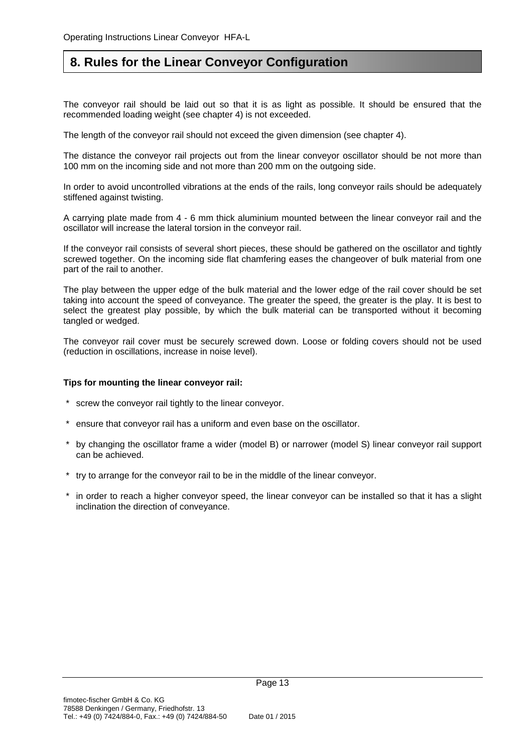## 8. Rules for the Linear Conveyor Configuration

The conveyor rail should be laid out so that it is as light as possible. It should be ensured that the recommended loading weight (see chapter 4) is not exceeded.

The length of the conveyor rail should not exceed the given dimension (see chapter 4).

The distance the conveyor rail projects out from the linear conveyor oscillator should be not more than 100 mm on the incoming side and not more than 200 mm on the outgoing side.

In order to avoid uncontrolled vibrations at the ends of the rails, long conveyor rails should be adequately stiffened against twisting.

A carrying plate made from 4 - 6 mm thick aluminium mounted between the linear conveyor rail and the oscillator will increase the lateral torsion in the conveyor rail.

If the conveyor rail consists of several short pieces, these should be gathered on the oscillator and tightly screwed together. On the incoming side flat chamfering eases the changeover of bulk material from one part of the rail to another.

The play between the upper edge of the bulk material and the lower edge of the rail cover should be set taking into account the speed of conveyance. The greater the speed, the greater is the play. It is best to select the greatest play possible, by which the bulk material can be transported without it becoming tangled or wedged.

The conveyor rail cover must be securely screwed down. Loose or folding covers should not be used (reduction in oscillations, increase in noise level).

**Tips for mounting the linear conveyor rail:**

* screw the conveyor rail tightly to the linear conveyor.
* ensure that conveyor rail has a uniform and even base on the oscillator.
* by changing the oscillator frame a wider (model B) or narrower (model S) linear conveyor rail support can be achieved.
* try to arrange for the conveyor rail to be in the middle of the linear conveyor.
* in order to reach a higher conveyor speed, the linear conveyor can be installed so that it has a slight inclination the direction of conveyance.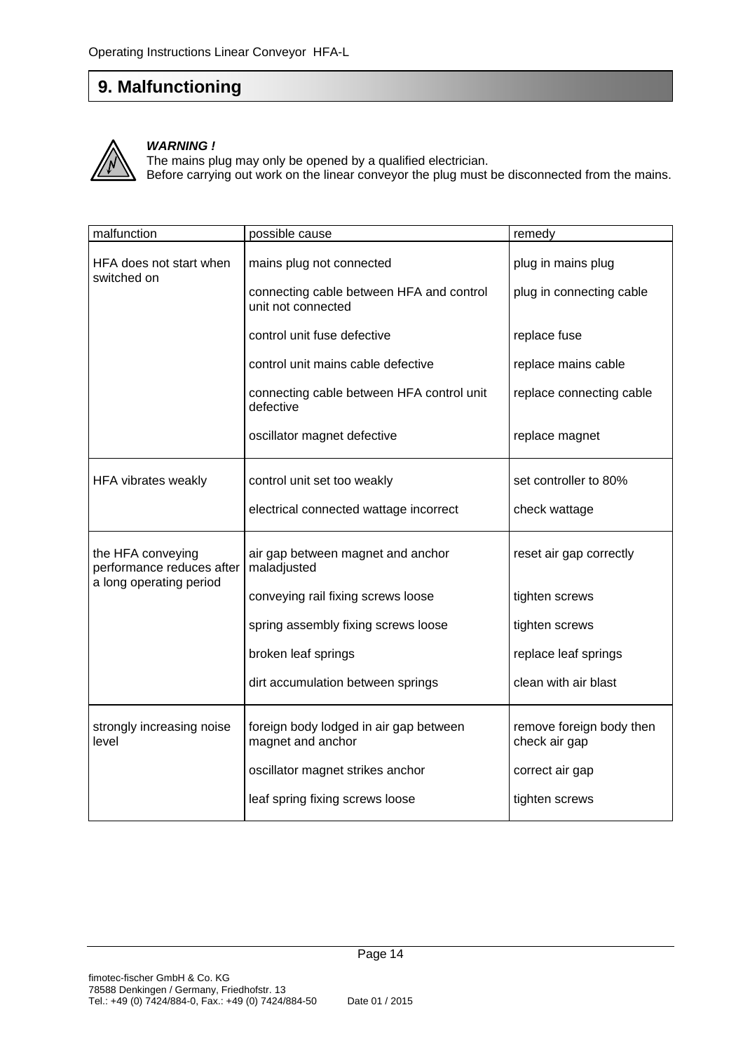## 9. Malfunctioning

***WARNING !***
The mains plug may only be opened by a qualified electrician.
Before carrying out work on the linear conveyor the plug must be disconnected from the mains.

| malfunction | possible cause | remedy |
|---|---|---|
| HFA does not start when switched on | mains plug not connected | plug in mains plug |
| | connecting cable between HFA and control unit not connected | plug in connecting cable |
| | control unit fuse defective | replace fuse |
| | control unit mains cable defective | replace mains cable |
| | connecting cable between HFA control unit defective | replace connecting cable |
| | oscillator magnet defective | replace magnet |
| HFA vibrates weakly | control unit set too weakly | set controller to 80% |
| | electrical connected wattage incorrect | check wattage |
| the HFA conveying performance reduces after a long operating period | air gap between magnet and anchor maladjusted | reset air gap correctly |
| | conveying rail fixing screws loose | tighten screws |
| | spring assembly fixing screws loose | tighten screws |
| | broken leaf springs | replace leaf springs |
| | dirt accumulation between springs | clean with air blast |
| strongly increasing noise level | foreign body lodged in air gap between magnet and anchor | remove foreign body then check air gap |
| | oscillator magnet strikes anchor | correct air gap |
| | leaf spring fixing screws loose | tighten screws |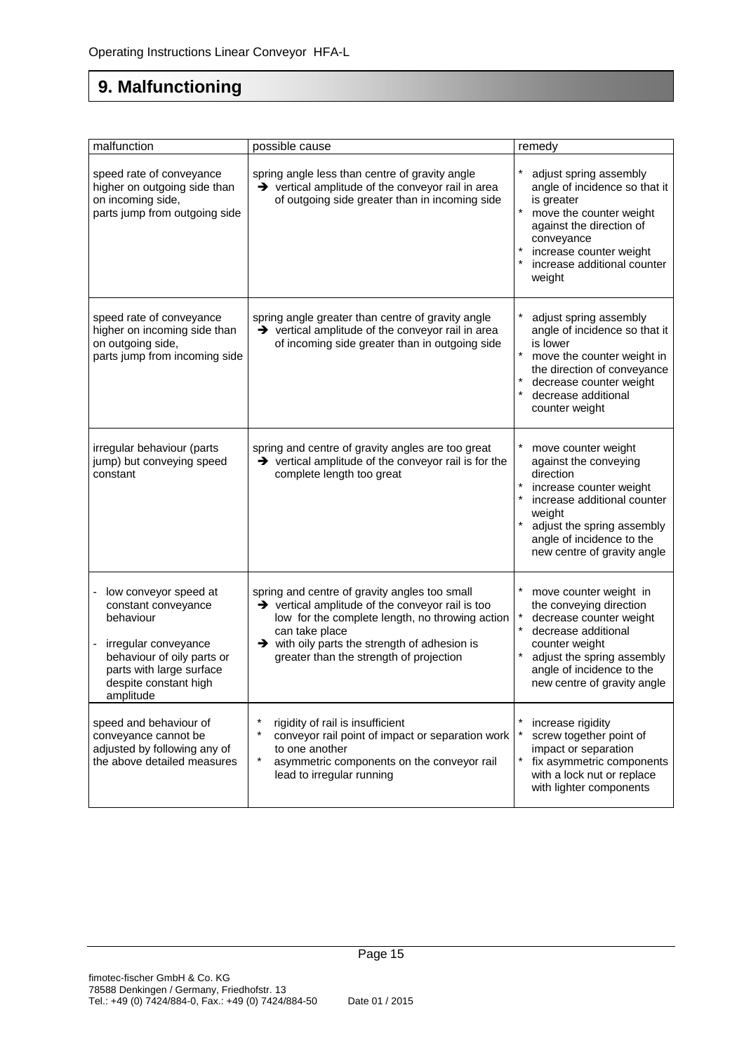# 9. Malfunctioning

| malfunction | possible cause | remedy |
|---|---|---|
| speed rate of conveyance higher on outgoing side than on incoming side, parts jump from outgoing side | spring angle less than centre of gravity angle ➔ vertical amplitude of the conveyor rail in area of outgoing side greater than in incoming side | * adjust spring assembly angle of incidence so that it is greater<br>* move the counter weight against the direction of conveyance<br>* increase counter weight<br>* increase additional counter weight |
| speed rate of conveyance higher on incoming side than on outgoing side, parts jump from incoming side | spring angle greater than centre of gravity angle ➔ vertical amplitude of the conveyor rail in area of incoming side greater than in outgoing side | * adjust spring assembly angle of incidence so that it is lower<br>* move the counter weight in the direction of conveyance<br>* decrease counter weight<br>* decrease additional counter weight |
| irregular behaviour (parts jump) but conveying speed constant | spring and centre of gravity angles are too great ➔ vertical amplitude of the conveyor rail is for the complete length too great | * move counter weight against the conveying direction<br>* increase counter weight<br>* increase additional counter weight<br>* adjust the spring assembly angle of incidence to the new centre of gravity angle |
| - low conveyor speed at constant conveyance behaviour<br>- irregular conveyance behaviour of oily parts or parts with large surface despite constant high amplitude | spring and centre of gravity angles too small ➔ vertical amplitude of the conveyor rail is too low for the complete length, no throwing action can take place ➔ with oily parts the strength of adhesion is greater than the strength of projection | * move counter weight in the conveying direction<br>* decrease counter weight<br>* decrease additional counter weight<br>* adjust the spring assembly angle of incidence to the new centre of gravity angle |
| speed and behaviour of conveyance cannot be adjusted by following any of the above detailed measures | * rigidity of rail is insufficient<br>* conveyor rail point of impact or separation work to one another<br>* asymmetric components on the conveyor rail lead to irregular running | * increase rigidity<br>* screw together point of impact or separation<br>* fix asymmetric components with a lock nut or replace with lighter components |

fimotec-fischer GmbH & Co. KG
78588 Denkingen / Germany, Friedhofstr. 13
Tel.: +49 (0) 7424/884-0, Fax.: +49 (0) 7424/884-50 Date 01 / 2015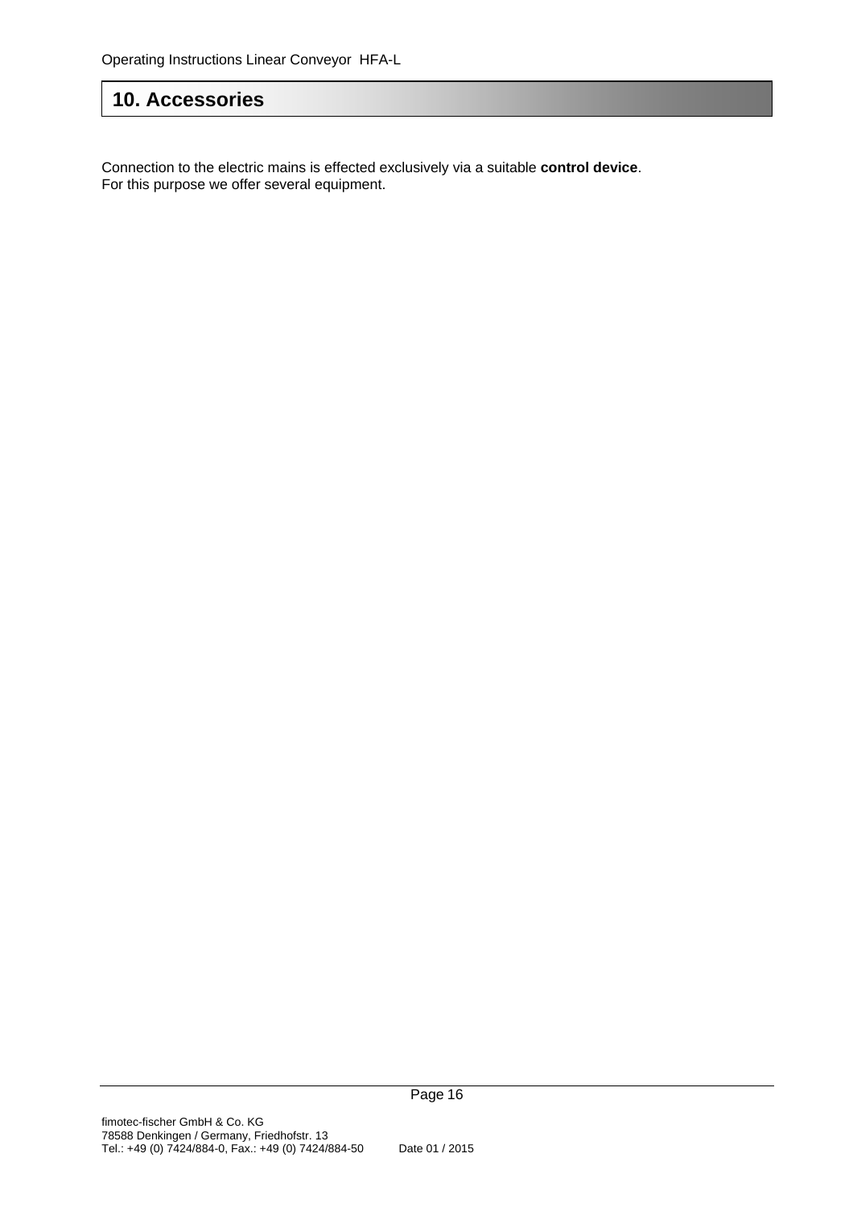# 10. Accessories

Connection to the electric mains is effected exclusively via a suitable **control device**.
For this purpose we offer several equipment.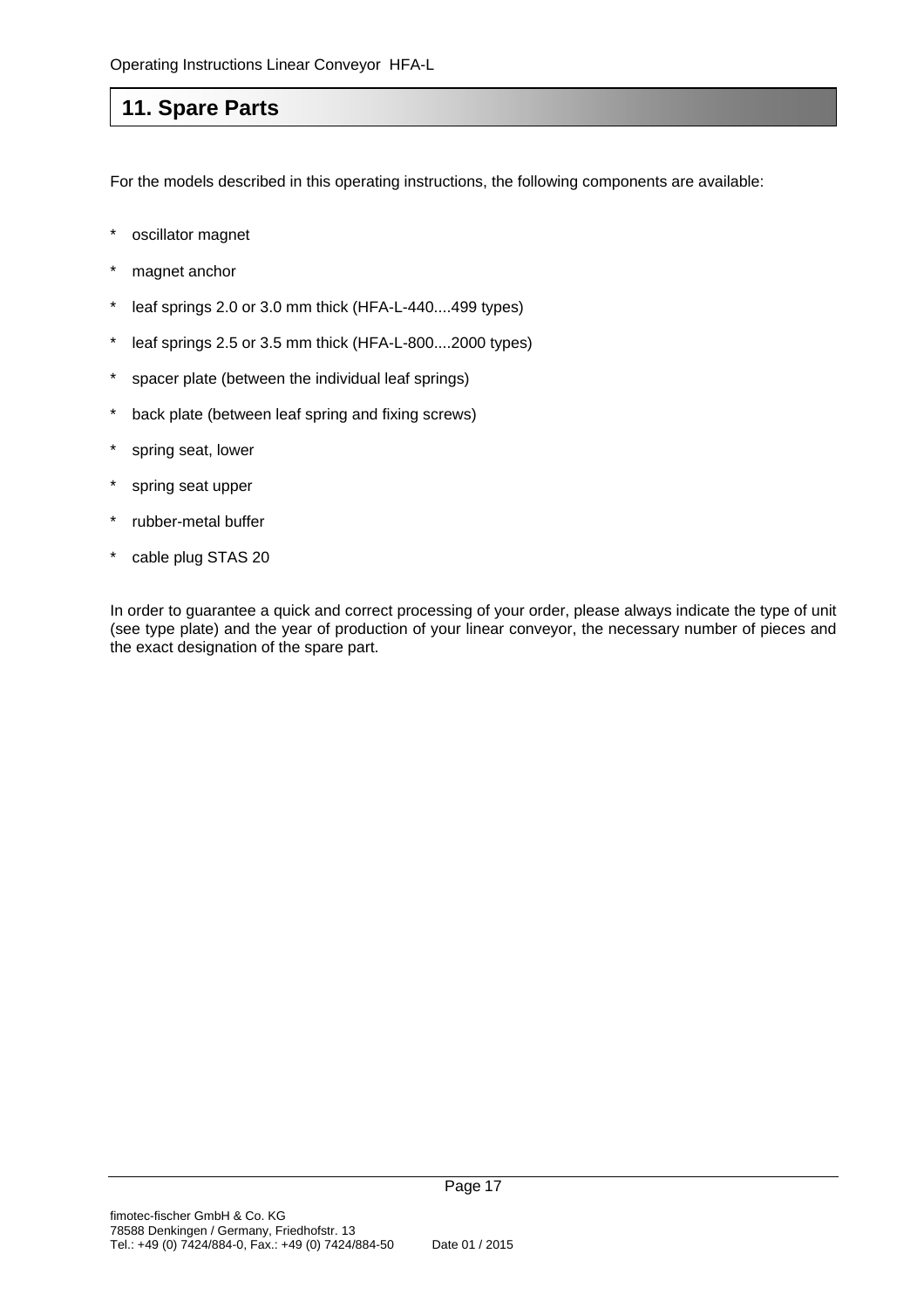# 11. Spare Parts

For the models described in this operating instructions, the following components are available:

* oscillator magnet
* magnet anchor
* leaf springs 2.0 or 3.0 mm thick (HFA-L-440....499 types)
* leaf springs 2.5 or 3.5 mm thick (HFA-L-800....2000 types)
* spacer plate (between the individual leaf springs)
* back plate (between leaf spring and fixing screws)
* spring seat, lower
* spring seat upper
* rubber-metal buffer
* cable plug STAS 20

In order to guarantee a quick and correct processing of your order, please always indicate the type of unit (see type plate) and the year of production of your linear conveyor, the necessary number of pieces and the exact designation of the spare part.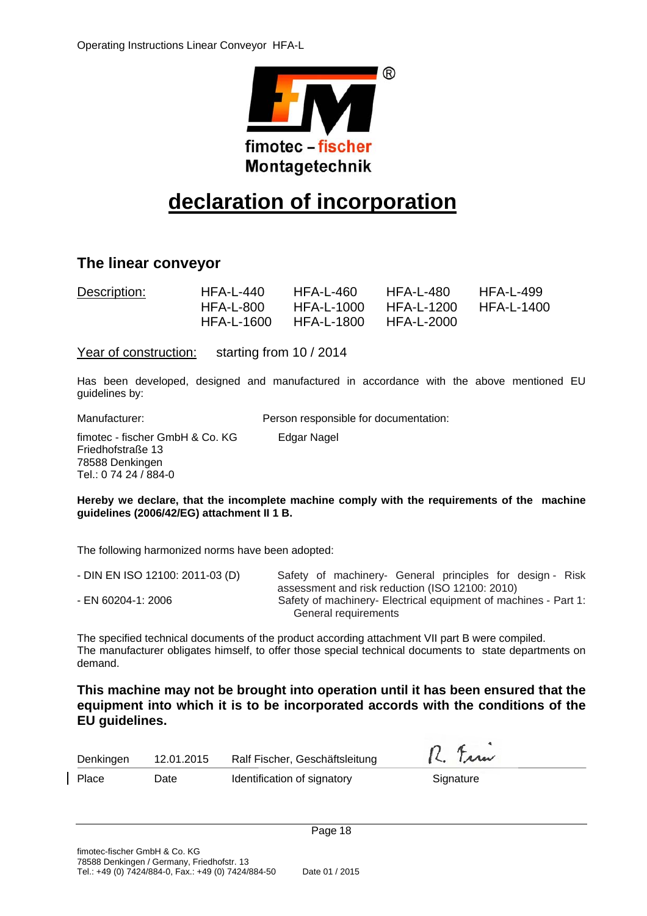fimotec – fischer
Montagetechnik

# declaration of incorporation

## The linear conveyor

| | | | | |
|---|---|---|---|---|
| Description: | HFA-L-440 | HFA-L-460 | HFA-L-480 | HFA-L-499 |
| | HFA-L-800 | HFA-L-1000 | HFA-L-1200 | HFA-L-1400 |
| | HFA-L-1600 | HFA-L-1800 | HFA-L-2000 | |

Year of construction: starting from 10 / 2014

Has been developed, designed and manufactured in accordance with the above mentioned EU guidelines by:

| Manufacturer: | Person responsible for documentation: |
|---|---|
| fimotec - fischer GmbH & Co. KG<br>Friedhofstraße 13<br>78588 Denkingen<br>Tel.: 0 74 24 / 884-0 | Edgar Nagel |

**Hereby we declare, that the incomplete machine comply with the requirements of the machine guidelines (2006/42/EG) attachment II 1 B.**

The following harmonized norms have been adopted:

| | |
|---|---|
| - DIN EN ISO 12100: 2011-03 (D) | Safety of machinery- General principles for design - Risk assessment and risk reduction (ISO 12100: 2010) |
| - EN 60204-1: 2006 | Safety of machinery- Electrical equipment of machines - Part 1: General requirements |

The specified technical documents of the product according attachment VII part B were compiled.
The manufacturer obligates himself, to offer those special technical documents to state departments on demand.

**This machine may not be brought into operation until it has been ensured that the equipment into which it is to be incorporated accords with the conditions of the EU guidelines.**

| Denkingen | 12.01.2015 | Ralf Fischer, Geschäftsleitung | R. Fischer |
|---|---|---|---|
| Place | Date | Identification of signatory | Signature |

fimotec-fischer GmbH & Co. KG
78588 Denkingen / Germany, Friedhofstr. 13
Tel.: +49 (0) 7424/884-0, Fax.: +49 (0) 7424/884-50 Date 01 / 2015